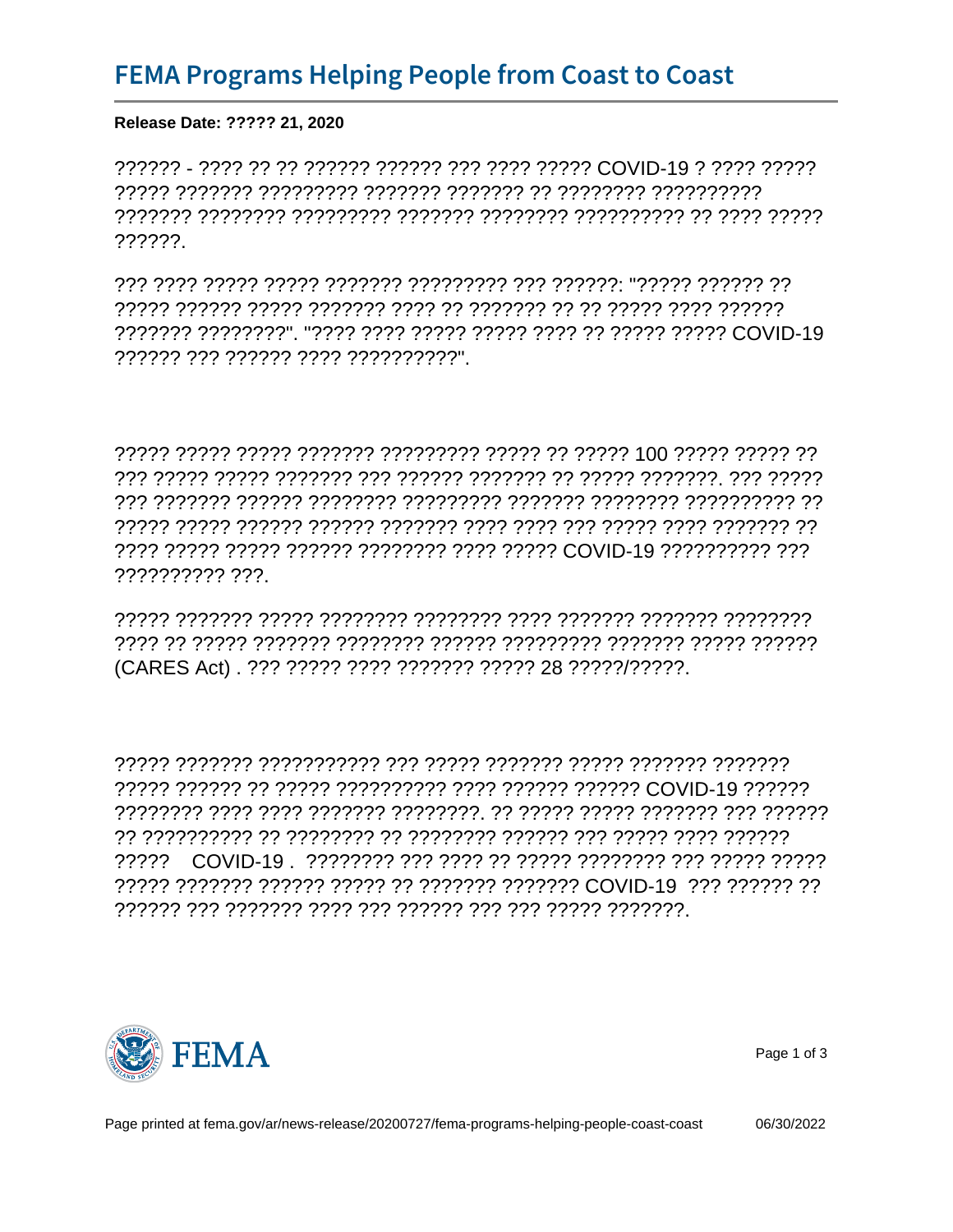# FEMA Programs Helping People from Coast to Coast

**Release Date: ????? 21, 2020**

?????? - ???? ?? ?? ?????? ?????? ??? ???? ????? COVID-19 ? ???? ????? ????? ??????? ????????? ??????? ??????? ?? ???????? ?????????? ??????? ???????? ????????? ??????? ???????? ?????????? ?? ???? ????? ??????.

??? ???? ????? ????? ??????? ????????? ??? ??????: "????? ?????? ?? ????? ?????? ????? ??????? ???? ?? ??????? ?? ?? ????? ???? ?????? ??????? ????????". "???? ???? ????? ????? ???? ?? ????? ????? COVID-19 ?????? ??? ?????? ???? ??????????".

????? ????? ????? ??????? ????????? ????? ?? ????? 100 ????? ????? ?? ??? ????? ????? ??????? ??? ?????? ??????? ?? ????? ???????. ??? ????? ??? ??????? ?????? ???????? ????????? ??????? ???????? ?????????? ?? ????? ????? ?????? ?????? ??????? ???? ???? ??? ????? ???? ??????? ?? ???? ????? ????? ?????? ???????? ???? ????? COVID-19 ?????????? ??? ?????????? ???.

????? ??????? ????? ???????? ???????? ???? ??????? ??????? ???????? ???? ?? ????? ??????? ???????? ?????? ????????? ??????? ????? ?????? (CARES Act) . ??? ????? ???? ??????? ????? 28 ?????/?????.

????? ??????? ??????????? ??? ????? ??????? ????? ??????? ??????? ????? ?????? ?? ????? ?????????? ???? ?????? ?????? COVID-19 ?????? ???????? ???? ???? ??????? ????????. ?? ????? ????? ??????? ??? ?????? ?? ?????????? ?? ???????? ?? ???????? ?????? ??? ????? ???? ?????? ????? COVID-19 . ???????? ??? ???? ?? ????? ???????? ??? ????? ????? ????? ??????? ?????? ????? ?? ??????? ??????? COVID-19 ??? ?????? ?? ?????? ??? ??????? ???? ??? ?????? ??? ??? ????? ???????.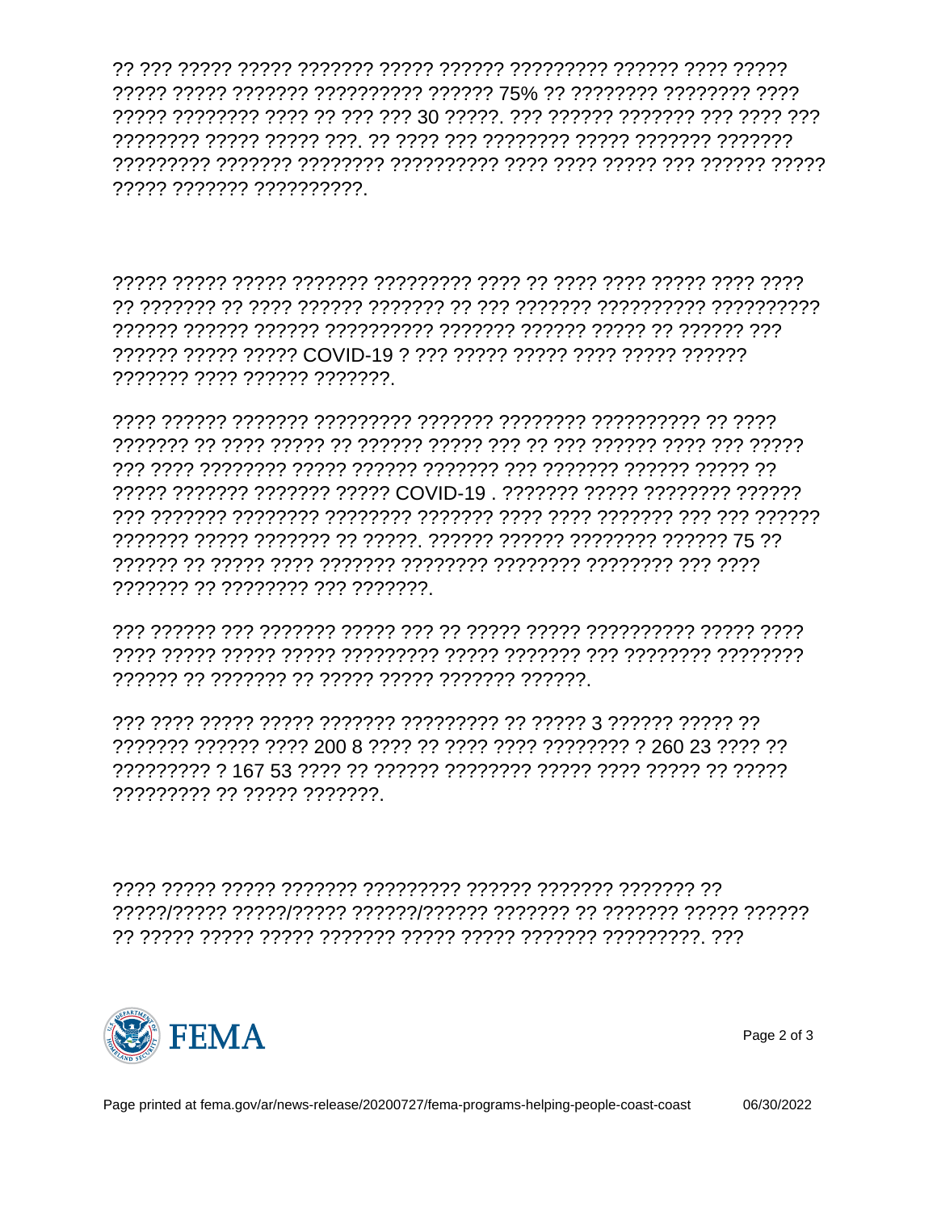?? ??? ????? ????? ??????? ????? ?????? ????????? ?????? ???? ????? ????? ????? ??????? ?????????? ?????? 75% ?? ???????? ???????? ???? ????? ???????? ???? ?? ??? ??? 30 ?????. ??? ?????? ??????? ??? ???? ??? ???????? ????? ????? ???. ?? ???? ??? ???????? ????? ??????? ??????? ????????? ??????? ???????? ?????????? ???? ???? ????? ??? ?????? ????? ????? ??????? ??????????.

????? ????? ????? ??????? ????????? ???? ?? ???? ???? ????? ???? ???? ?? ??????? ?? ???? ?????? ??????? ?? ??? ??????? ?????????? ?????????? ?????? ?????? ?????? ?????????? ??????? ?????? ????? ?? ?????? ??? ?????? ????? ????? COVID-19 ? ??? ????? ????? ???? ????? ?????? ??????? ???? ?????? ???????.

???? ?????? ??????? ????????? ??????? ???????? ?????????? ?? ???? ??????? ?? ???? ????? ?? ?????? ????? ??? ?? ??? ?????? ???? ??? ????? ??? ???? ???????? ????? ?????? ??????? ??? ??????? ?????? ????? ?? ????? ??????? ??????? ????? COVID-19 . ??????? ????? ???????? ?????? ??? ??????? ???????? ???????? ??????? ???? ???? ??????? ??? ??? ?????? ??????? ????? ??????? ?? ?????. ?????? ?????? ???????? ?????? 75 ?? ?????? ?? ????? ???? ??????? ???????? ???????? ???????? ??? ???? ??????? ?? ???????? ??? ???????.

??? ?????? ??? ??????? ????? ??? ?? ????? ????? ?????????? ????? ???? ???? ????? ????? ????? ????????? ????? ??????? ??? ???????? ???????? ?????? ?? ??????? ?? ????? ????? ??????? ??????.

??? ???? ????? ????? ??????? ????????? ?? ????? 3 ?????? ????? ?? ??????? ?????? ???? 200 8 ???? ?? ???? ???? ???????? ? 260 23 ???? ?? ????????? ? 167 53 ???? ?? ?????? ???????? ????? ???? ????? ?? ????? ????????? ?? ????? ???????.

???? ????? ????? ??????? ????????? ?????? ??????? ??????? ?? ?????/????? ?????/????? ??????/?????? ??????? ?? ??????? ????? ?????? ?? ????? ????? ????? ??????? ????? ????? ??????? ?????????. ???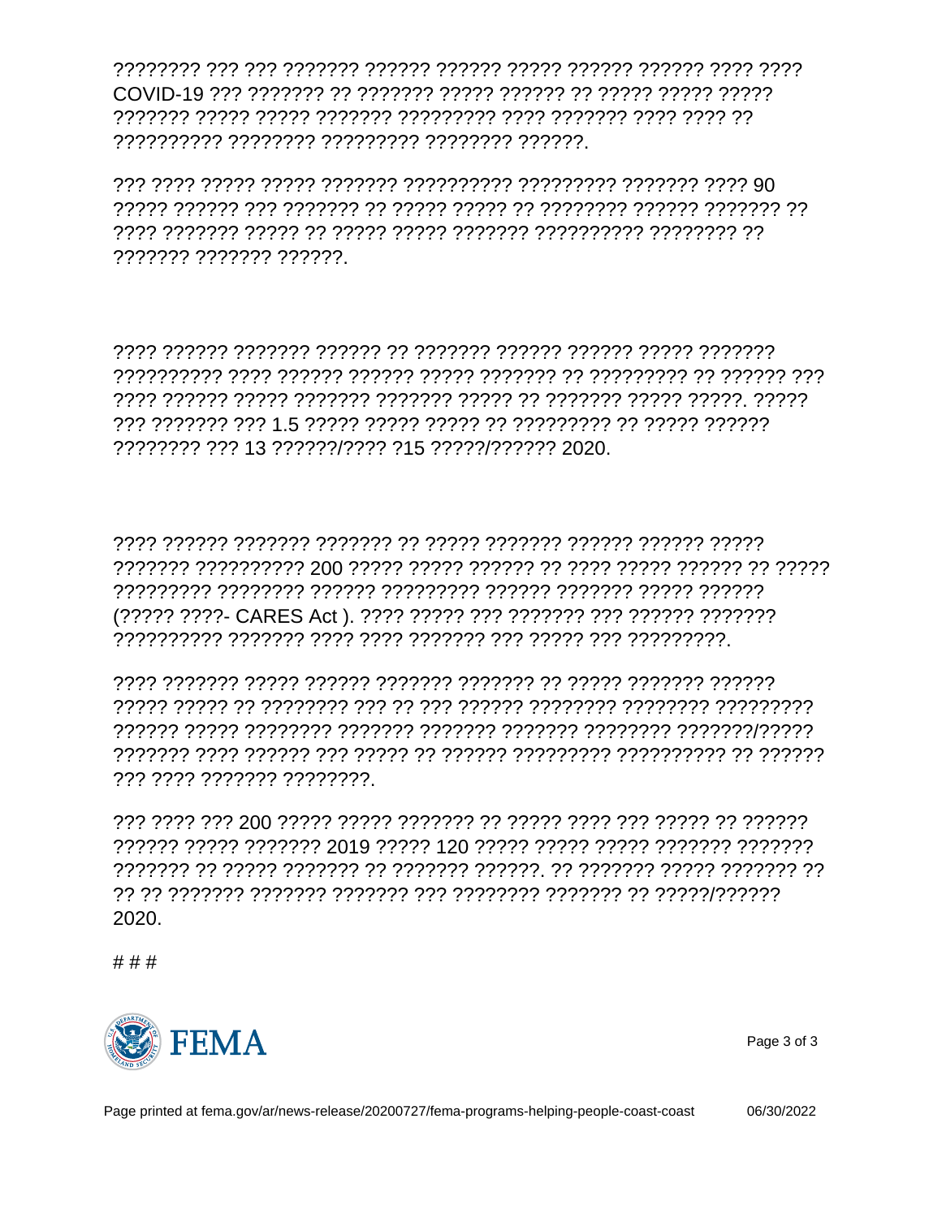???????? ??? ??? ??????? ?????? ?????? ????? ?????? ?????? ???? ???? COVID-19 ??? ??????? ?? ??????? ????? ?????? ?? ????? ????? ????? ??????? ????? ????? ??????? ????????? ???? ??????? ???? ???? ?? ?????????? ???????? ????????? ???????? ??????.

??? ???? ????? ????? ??????? ?????????? ????????? ??????? ???? 90 ????? ?????? ??? ??????? ?? ????? ????? ?? ???????? ?????? ??????? ?? ???? ??????? ????? ?? ????? ????? ??????? ?????????? ???????? ?? ??????? ??????? ??????.

???? ?????? ??????? ?????? ?? ??????? ?????? ?????? ????? ??????? ?????????? ???? ?????? ?????? ????? ??????? ?? ????????? ?? ?????? ??? ???? ?????? ????? ??????? ??????? ????? ?? ??????? ????? ?????. ????? ??? ??????? ??? 1.5 ????? ????? ????? ?? ????????? ?? ????? ?????? ???????? ??? 13 ??????/???? ?15 ?????/?????? 2020.

???? ?????? ??????? ??????? ?? ????? ??????? ?????? ?????? ????? ??????? ?????????? 200 ????? ????? ?????? ?? ???? ????? ?????? ?? ????? ????????? ???????? ?????? ????????? ?????? ??????? ????? ?????? (????? ????- CARES Act ). ???? ????? ??? ??????? ??? ?????? ??????? ?????????? ??????? ???? ???? ??????? ??? ????? ??? ?????????.

???? ??????? ????? ?????? ??????? ??????? ?? ????? ??????? ?????? ????? ????? ?? ???????? ??? ?? ??? ?????? ???????? ???????? ????????? ?????? ????? ???????? ??????? ??????? ??????? ???????? ???????/????? ??????? ???? ?????? ??? ????? ?? ?????? ????????? ?????????? ?? ?????? ??? ???? ??????? ????????.

??? ???? ??? 200 ????? ????? ??????? ?? ????? ???? ??? ????? ?? ?????? ?????? ????? ??????? 2019 ????? 120 ????? ????? ????? ??????? ??????? ??????? ?? ????? ??????? ?? ??????? ??????. ?? ??????? ????? ??????? ?? ?? ?? ??????? ??????? ??????? ??? ???????? ??????? ?? ?????/?????? 2020.

# # #

Page printed at fema.gov/ar/news-release/20200727/fema-programs-helping-people-coast-coast 06/30/2022